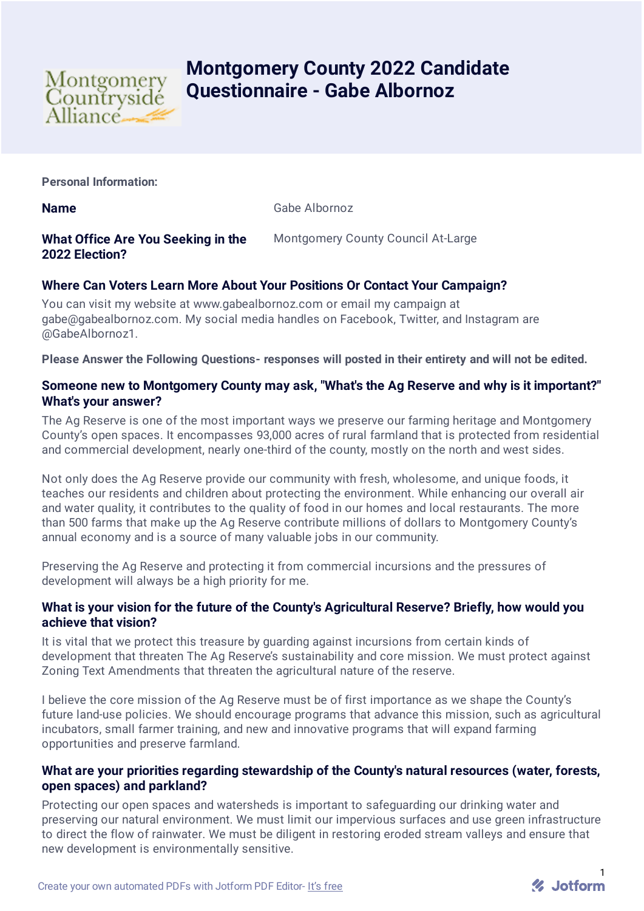# Montgomery County 2022 Candidate Questionnaire - Gabe Albornoz

**Personal Information:**

| | |
|---|---|
| **Name** | Gabe Albornoz |
| **What Office Are You Seeking in the 2022 Election?** | Montgomery County Council At-Large |

### Where Can Voters Learn More About Your Positions Or Contact Your Campaign?

You can visit my website at www.gabealbornoz.com or email my campaign at gabe@gabealbornoz.com. My social media handles on Facebook, Twitter, and Instagram are @GabeAlbornoz1.

**Please Answer the Following Questions- responses will posted in their entirety and will not be edited.**

### Someone new to Montgomery County may ask, "What's the Ag Reserve and why is it important?" What's your answer?

The Ag Reserve is one of the most important ways we preserve our farming heritage and Montgomery County's open spaces. It encompasses 93,000 acres of rural farmland that is protected from residential and commercial development, nearly one-third of the county, mostly on the north and west sides.

Not only does the Ag Reserve provide our community with fresh, wholesome, and unique foods, it teaches our residents and children about protecting the environment. While enhancing our overall air and water quality, it contributes to the quality of food in our homes and local restaurants. The more than 500 farms that make up the Ag Reserve contribute millions of dollars to Montgomery County's annual economy and is a source of many valuable jobs in our community.

Preserving the Ag Reserve and protecting it from commercial incursions and the pressures of development will always be a high priority for me.

### What is your vision for the future of the County's Agricultural Reserve? Briefly, how would you achieve that vision?

It is vital that we protect this treasure by guarding against incursions from certain kinds of development that threaten The Ag Reserve's sustainability and core mission. We must protect against Zoning Text Amendments that threaten the agricultural nature of the reserve.

I believe the core mission of the Ag Reserve must be of first importance as we shape the County's future land-use policies. We should encourage programs that advance this mission, such as agricultural incubators, small farmer training, and new and innovative programs that will expand farming opportunities and preserve farmland.

### What are your priorities regarding stewardship of the County's natural resources (water, forests, open spaces) and parkland?

Protecting our open spaces and watersheds is important to safeguarding our drinking water and preserving our natural environment. We must limit our impervious surfaces and use green infrastructure to direct the flow of rainwater. We must be diligent in restoring eroded stream valleys and ensure that new development is environmentally sensitive.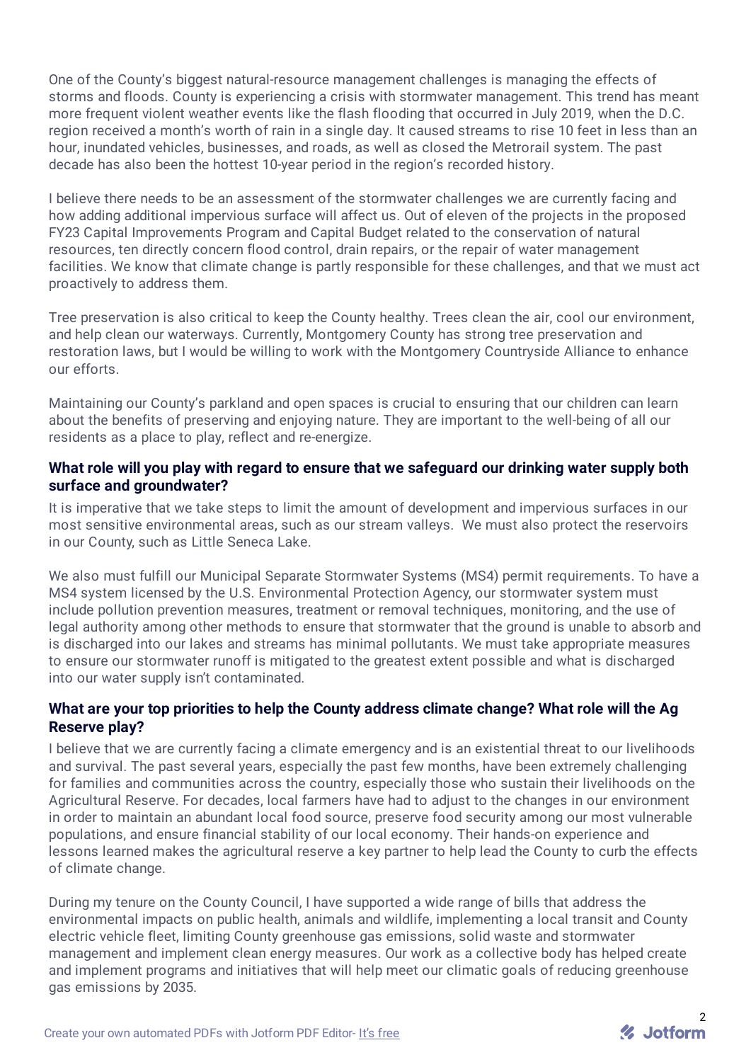One of the County's biggest natural-resource management challenges is managing the effects of storms and floods. County is experiencing a crisis with stormwater management. This trend has meant more frequent violent weather events like the flash flooding that occurred in July 2019, when the D.C. region received a month's worth of rain in a single day. It caused streams to rise 10 feet in less than an hour, inundated vehicles, businesses, and roads, as well as closed the Metrorail system. The past decade has also been the hottest 10-year period in the region's recorded history.

I believe there needs to be an assessment of the stormwater challenges we are currently facing and how adding additional impervious surface will affect us. Out of eleven of the projects in the proposed FY23 Capital Improvements Program and Capital Budget related to the conservation of natural resources, ten directly concern flood control, drain repairs, or the repair of water management facilities. We know that climate change is partly responsible for these challenges, and that we must act proactively to address them.

Tree preservation is also critical to keep the County healthy. Trees clean the air, cool our environment, and help clean our waterways. Currently, Montgomery County has strong tree preservation and restoration laws, but I would be willing to work with the Montgomery Countryside Alliance to enhance our efforts.

Maintaining our County's parkland and open spaces is crucial to ensuring that our children can learn about the benefits of preserving and enjoying nature. They are important to the well-being of all our residents as a place to play, reflect and re-energize.

**What role will you play with regard to ensure that we safeguard our drinking water supply both surface and groundwater?**

It is imperative that we take steps to limit the amount of development and impervious surfaces in our most sensitive environmental areas, such as our stream valleys. We must also protect the reservoirs in our County, such as Little Seneca Lake.

We also must fulfill our Municipal Separate Stormwater Systems (MS4) permit requirements. To have a MS4 system licensed by the U.S. Environmental Protection Agency, our stormwater system must include pollution prevention measures, treatment or removal techniques, monitoring, and the use of legal authority among other methods to ensure that stormwater that the ground is unable to absorb and is discharged into our lakes and streams has minimal pollutants. We must take appropriate measures to ensure our stormwater runoff is mitigated to the greatest extent possible and what is discharged into our water supply isn't contaminated.

**What are your top priorities to help the County address climate change? What role will the Ag Reserve play?**

I believe that we are currently facing a climate emergency and is an existential threat to our livelihoods and survival. The past several years, especially the past few months, have been extremely challenging for families and communities across the country, especially those who sustain their livelihoods on the Agricultural Reserve. For decades, local farmers have had to adjust to the changes in our environment in order to maintain an abundant local food source, preserve food security among our most vulnerable populations, and ensure financial stability of our local economy. Their hands-on experience and lessons learned makes the agricultural reserve a key partner to help lead the County to curb the effects of climate change.

During my tenure on the County Council, I have supported a wide range of bills that address the environmental impacts on public health, animals and wildlife, implementing a local transit and County electric vehicle fleet, limiting County greenhouse gas emissions, solid waste and stormwater management and implement clean energy measures. Our work as a collective body has helped create and implement programs and initiatives that will help meet our climatic goals of reducing greenhouse gas emissions by 2035.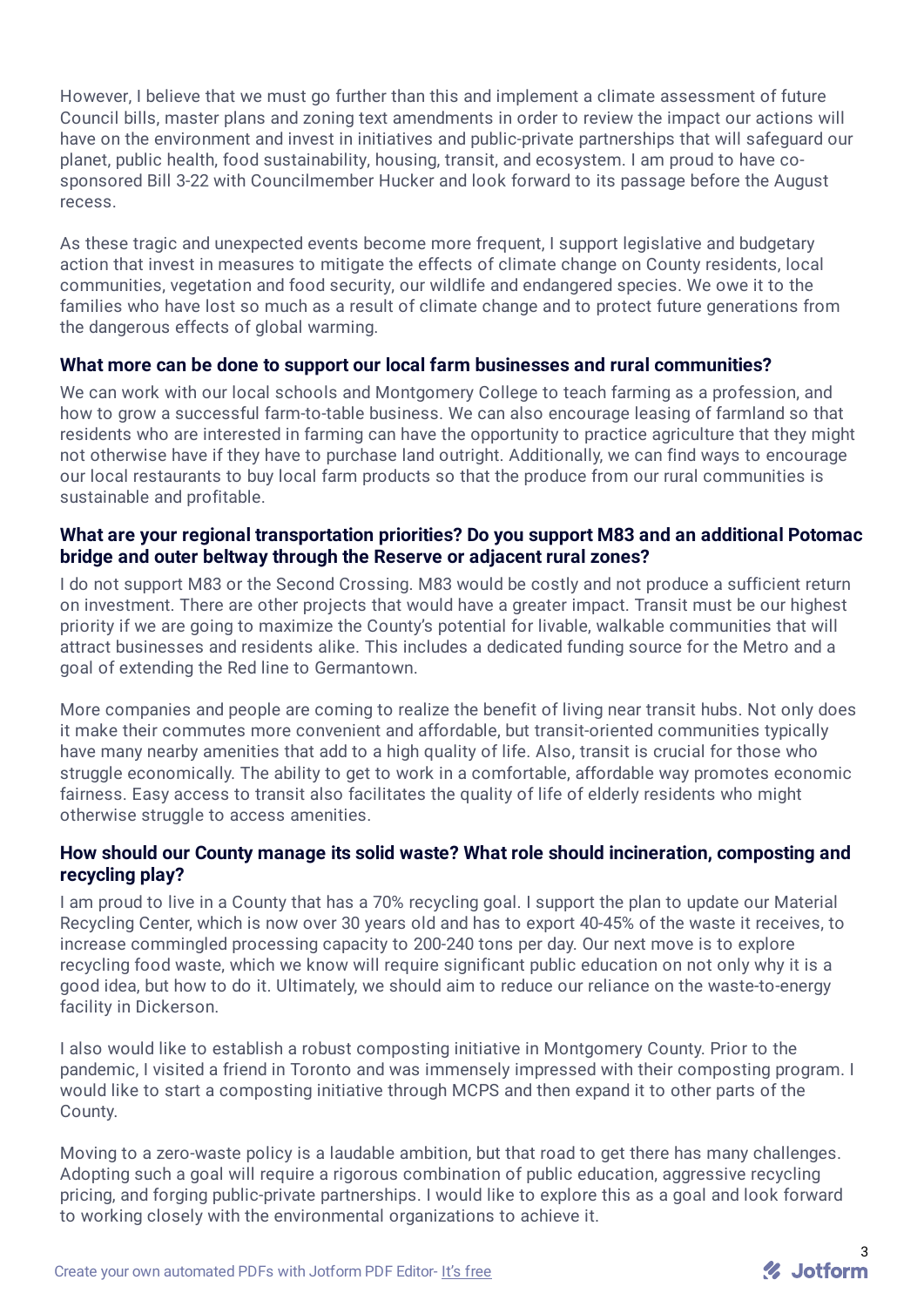However, I believe that we must go further than this and implement a climate assessment of future Council bills, master plans and zoning text amendments in order to review the impact our actions will have on the environment and invest in initiatives and public-private partnerships that will safeguard our planet, public health, food sustainability, housing, transit, and ecosystem. I am proud to have co-sponsored Bill 3-22 with Councilmember Hucker and look forward to its passage before the August recess.

As these tragic and unexpected events become more frequent, I support legislative and budgetary action that invest in measures to mitigate the effects of climate change on County residents, local communities, vegetation and food security, our wildlife and endangered species. We owe it to the families who have lost so much as a result of climate change and to protect future generations from the dangerous effects of global warming.

### What more can be done to support our local farm businesses and rural communities?

We can work with our local schools and Montgomery College to teach farming as a profession, and how to grow a successful farm-to-table business. We can also encourage leasing of farmland so that residents who are interested in farming can have the opportunity to practice agriculture that they might not otherwise have if they have to purchase land outright. Additionally, we can find ways to encourage our local restaurants to buy local farm products so that the produce from our rural communities is sustainable and profitable.

### What are your regional transportation priorities? Do you support M83 and an additional Potomac bridge and outer beltway through the Reserve or adjacent rural zones?

I do not support M83 or the Second Crossing. M83 would be costly and not produce a sufficient return on investment. There are other projects that would have a greater impact. Transit must be our highest priority if we are going to maximize the County's potential for livable, walkable communities that will attract businesses and residents alike. This includes a dedicated funding source for the Metro and a goal of extending the Red line to Germantown.

More companies and people are coming to realize the benefit of living near transit hubs. Not only does it make their commutes more convenient and affordable, but transit-oriented communities typically have many nearby amenities that add to a high quality of life. Also, transit is crucial for those who struggle economically. The ability to get to work in a comfortable, affordable way promotes economic fairness. Easy access to transit also facilitates the quality of life of elderly residents who might otherwise struggle to access amenities.

### How should our County manage its solid waste? What role should incineration, composting and recycling play?

I am proud to live in a County that has a 70% recycling goal. I support the plan to update our Material Recycling Center, which is now over 30 years old and has to export 40-45% of the waste it receives, to increase commingled processing capacity to 200-240 tons per day. Our next move is to explore recycling food waste, which we know will require significant public education on not only why it is a good idea, but how to do it. Ultimately, we should aim to reduce our reliance on the waste-to-energy facility in Dickerson.

I also would like to establish a robust composting initiative in Montgomery County. Prior to the pandemic, I visited a friend in Toronto and was immensely impressed with their composting program. I would like to start a composting initiative through MCPS and then expand it to other parts of the County.

Moving to a zero-waste policy is a laudable ambition, but that road to get there has many challenges. Adopting such a goal will require a rigorous combination of public education, aggressive recycling pricing, and forging public-private partnerships. I would like to explore this as a goal and look forward to working closely with the environmental organizations to achieve it.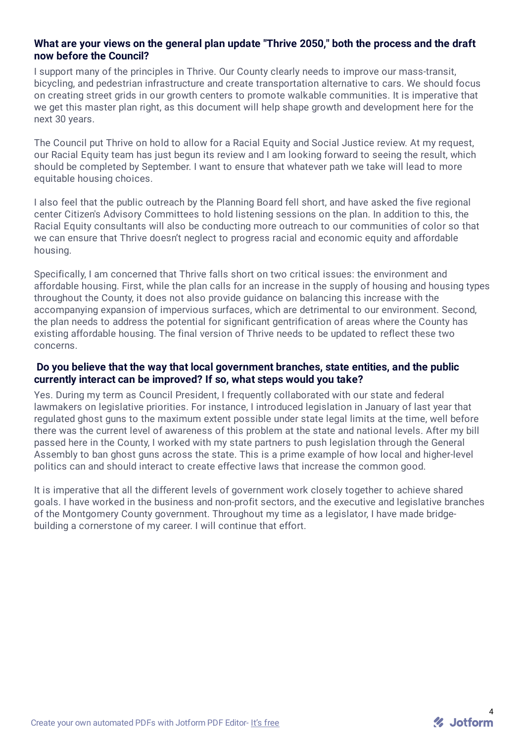### What are your views on the general plan update "Thrive 2050," both the process and the draft now before the Council?

I support many of the principles in Thrive. Our County clearly needs to improve our mass-transit, bicycling, and pedestrian infrastructure and create transportation alternative to cars. We should focus on creating street grids in our growth centers to promote walkable communities. It is imperative that we get this master plan right, as this document will help shape growth and development here for the next 30 years.

The Council put Thrive on hold to allow for a Racial Equity and Social Justice review. At my request, our Racial Equity team has just begun its review and I am looking forward to seeing the result, which should be completed by September. I want to ensure that whatever path we take will lead to more equitable housing choices.

I also feel that the public outreach by the Planning Board fell short, and have asked the five regional center Citizen's Advisory Committees to hold listening sessions on the plan. In addition to this, the Racial Equity consultants will also be conducting more outreach to our communities of color so that we can ensure that Thrive doesn't neglect to progress racial and economic equity and affordable housing.

Specifically, I am concerned that Thrive falls short on two critical issues: the environment and affordable housing. First, while the plan calls for an increase in the supply of housing and housing types throughout the County, it does not also provide guidance on balancing this increase with the accompanying expansion of impervious surfaces, which are detrimental to our environment. Second, the plan needs to address the potential for significant gentrification of areas where the County has existing affordable housing. The final version of Thrive needs to be updated to reflect these two concerns.

### Do you believe that the way that local government branches, state entities, and the public currently interact can be improved? If so, what steps would you take?

Yes. During my term as Council President, I frequently collaborated with our state and federal lawmakers on legislative priorities. For instance, I introduced legislation in January of last year that regulated ghost guns to the maximum extent possible under state legal limits at the time, well before there was the current level of awareness of this problem at the state and national levels. After my bill passed here in the County, I worked with my state partners to push legislation through the General Assembly to ban ghost guns across the state. This is a prime example of how local and higher-level politics can and should interact to create effective laws that increase the common good.

It is imperative that all the different levels of government work closely together to achieve shared goals. I have worked in the business and non-profit sectors, and the executive and legislative branches of the Montgomery County government. Throughout my time as a legislator, I have made bridge-building a cornerstone of my career. I will continue that effort.